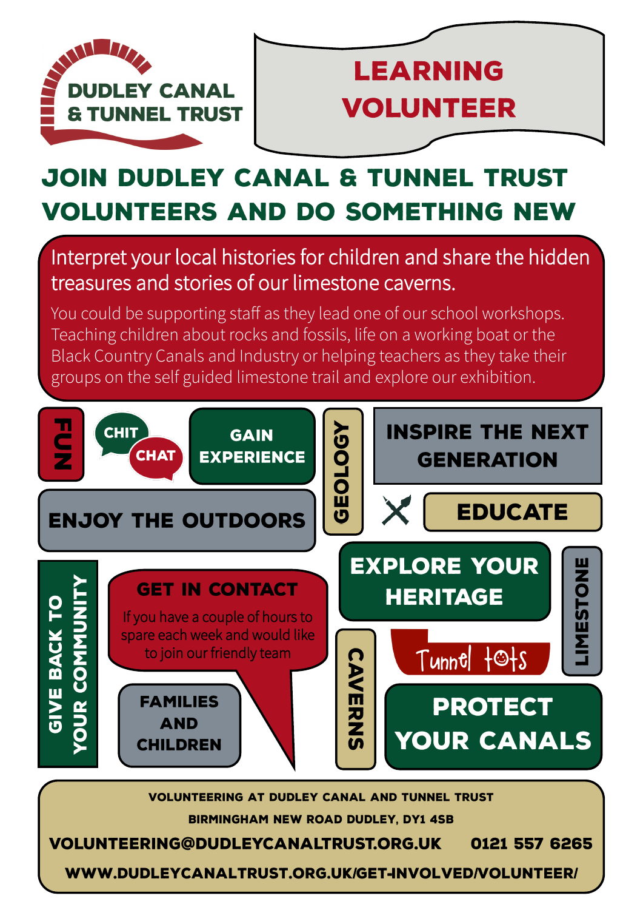DUDLEY CANAL & TUNNEL TRUST

# LEARNING VOLUNTEER

## JOIN DUDLEY CANAL & TUNNEL TRUST VOLUNTEERS AND DO SOMETHING NEW

Interpret your local histories for children and share the hidden treasures and stories of our limestone caverns.

You could be supporting staff as they lead one of our school workshops. Teaching children about rocks and fossils, life on a working boat or the Black Country Canals and Industry or helping teachers as they take their groups on the self guided limestone trail and explore our exhibition.

FUN

CHIT CHAT

GAIN EXPERIENCE

GEOLOGY

INSPIRE THE NEXT GENERATION

ENJOY THE OUTDOORS

EDUCATE

GIVE BACK TO YOUR COMMUNITY

### GET IN CONTACT

If you have a couple of hours to spare each week and would like to join our friendly team

FAMILIES AND CHILDREN

EXPLORE YOUR HERITAGE

LIMESTONE

Tunnel tots

CAVERNS

PROTECT YOUR CANALS

**VOLUNTEERING AT DUDLEY CANAL AND TUNNEL TRUST**

**BIRMINGHAM NEW ROAD DUDLEY, DY1 4SB**

**VOLUNTEERING@DUDLEYCANALTRUST.ORG.UK 0121 557 6265**

**WWW.DUDLEYCANALTRUST.ORG.UK/GET-INVOLVED/VOLUNTEER/**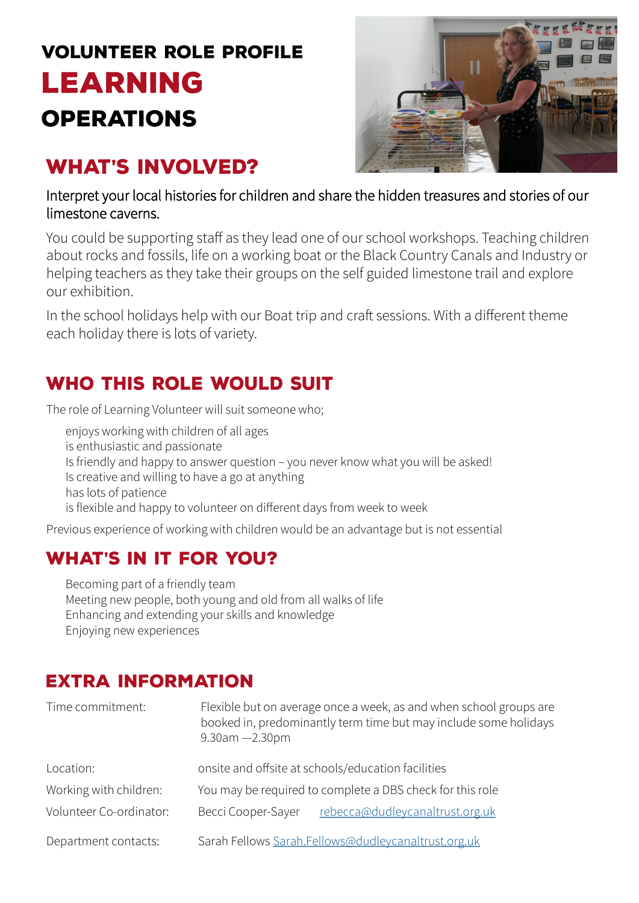# VOLUNTEER ROLE PROFILE
# LEARNING
# OPERATIONS

## WHAT'S INVOLVED?

Interpret your local histories for children and share the hidden treasures and stories of our limestone caverns.

You could be supporting staff as they lead one of our school workshops. Teaching children about rocks and fossils, life on a working boat or the Black Country Canals and Industry or helping teachers as they take their groups on the self guided limestone trail and explore our exhibition.

In the school holidays help with our Boat trip and craft sessions. With a different theme each holiday there is lots of variety.

## WHO THIS ROLE WOULD SUIT

The role of Learning Volunteer will suit someone who;

- enjoys working with children of all ages
- is enthusiastic and passionate
- Is friendly and happy to answer question – you never know what you will be asked!
- Is creative and willing to have a go at anything
- has lots of patience
- is flexible and happy to volunteer on different days from week to week

Previous experience of working with children would be an advantage but is not essential

## WHAT'S IN IT FOR YOU?

- Becoming part of a friendly team
- Meeting new people, both young and old from all walks of life
- Enhancing and extending your skills and knowledge
- Enjoying new experiences

## EXTRA INFORMATION

| | |
|---|---|
| Time commitment: | Flexible but on average once a week, as and when school groups are booked in, predominantly term time but may include some holidays 9.30am —2.30pm |
| Location: | onsite and offsite at schools/education facilities |
| Working with children: | You may be required to complete a DBS check for this role |
| Volunteer Co-ordinator: | Becci Cooper-Sayer rebecca@dudleycanaltrust.org.uk |
| Department contacts: | Sarah Fellows Sarah.Fellows@dudleycanaltrust.org.uk |